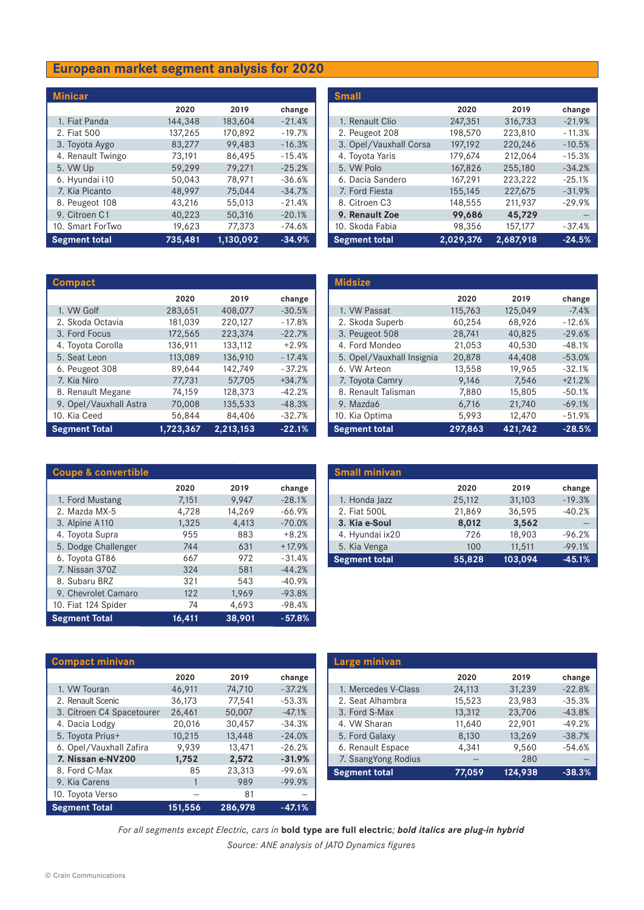# European market segment analysis for 2020

## Minicar

| | 2020 | 2019 | change |
|---|---|---|---|
| 1. Fiat Panda | 144,348 | 183,604 | -21.4% |
| 2. Fiat 500 | 137,265 | 170,892 | -19.7% |
| 3. Toyota Aygo | 83,277 | 99,483 | -16.3% |
| 4. Renault Twingo | 73,191 | 86,495 | -15.4% |
| 5. VW Up | 59,299 | 79,271 | -25.2% |
| 6. Hyundai i10 | 50,043 | 78,971 | -36.6% |
| 7. Kia Picanto | 48,997 | 75,044 | -34.7% |
| 8. Peugeot 108 | 43,216 | 55,013 | -21.4% |
| 9. Citroen C1 | 40,223 | 50,316 | -20.1% |
| 10. Smart ForTwo | 19,623 | 77,373 | -74.6% |
| **Segment total** | **735,481** | **1,130,092** | **-34.9%** |

## Small

| | 2020 | 2019 | change |
|---|---|---|---|
| 1. Renault Clio | 247,351 | 316,733 | -21.9% |
| 2. Peugeot 208 | 198,570 | 223,810 | -11.3% |
| 3. Opel/Vauxhall Corsa | 197,192 | 220,246 | -10.5% |
| 4. Toyota Yaris | 179,674 | 212,064 | -15.3% |
| 5. VW Polo | 167,826 | 255,180 | -34.2% |
| 6. Dacia Sandero | 167,291 | 223,222 | -25.1% |
| 7. Ford Fiesta | 155,145 | 227,675 | -31.9% |
| 8. Citroen C3 | 148,555 | 211,937 | -29.9% |
| **9. Renault Zoe** | **99,686** | **45,729** | – |
| 10. Skoda Fabia | 98,356 | 157,177 | -37.4% |
| **Segment total** | **2,029,376** | **2,687,918** | **-24.5%** |

## Compact

| | 2020 | 2019 | change |
|---|---|---|---|
| 1. VW Golf | 283,651 | 408,077 | -30.5% |
| 2. Skoda Octavia | 181,039 | 220,127 | -17.8% |
| 3. Ford Focus | 172,565 | 223,374 | -22.7% |
| 4. Toyota Corolla | 136,911 | 133,112 | +2.9% |
| 5. Seat Leon | 113,089 | 136,910 | -17.4% |
| 6. Peugeot 308 | 89,644 | 142,749 | -37.2% |
| 7. Kia Niro | 77,731 | 57,705 | +34.7% |
| 8. Renault Megane | 74,159 | 128,373 | -42.2% |
| 9. Opel/Vauxhall Astra | 70,008 | 135,533 | -48.3% |
| 10. Kia Ceed | 56,844 | 84,406 | -32.7% |
| **Segment Total** | **1,723,367** | **2,213,153** | **-22.1%** |

## Midsize

| | 2020 | 2019 | change |
|---|---|---|---|
| 1. VW Passat | 115,763 | 125,049 | -7.4% |
| 2. Skoda Superb | 60,254 | 68,926 | -12.6% |
| 3. Peugeot 508 | 28,741 | 40,825 | -29.6% |
| 4. Ford Mondeo | 21,053 | 40,530 | -48.1% |
| 5. Opel/Vauxhall Insignia | 20,878 | 44,408 | -53.0% |
| 6. VW Arteon | 13,558 | 19,965 | -32.1% |
| 7. Toyota Camry | 9,146 | 7,546 | +21.2% |
| 8. Renault Talisman | 7,880 | 15,805 | -50.1% |
| 9. Mazda6 | 6,716 | 21,740 | -69.1% |
| 10. Kia Optima | 5,993 | 12,470 | -51.9% |
| **Segment total** | **297,863** | **421,742** | **-28.5%** |

## Coupe & convertible

| | 2020 | 2019 | change |
|---|---|---|---|
| 1. Ford Mustang | 7,151 | 9,947 | -28.1% |
| 2. Mazda MX-5 | 4,728 | 14,269 | -66.9% |
| 3. Alpine A110 | 1,325 | 4,413 | -70.0% |
| 4. Toyota Supra | 955 | 883 | +8.2% |
| 5. Dodge Challenger | 744 | 631 | +17.9% |
| 6. Toyota GT86 | 667 | 972 | -31.4% |
| 7. Nissan 370Z | 324 | 581 | -44.2% |
| 8. Subaru BRZ | 321 | 543 | -40.9% |
| 9. Chevrolet Camaro | 122 | 1,969 | -93.8% |
| 10. Fiat 124 Spider | 74 | 4,693 | -98.4% |
| **Segment Total** | **16,411** | **38,901** | **-57.8%** |

## Small minivan

| | 2020 | 2019 | change |
|---|---|---|---|
| 1. Honda Jazz | 25,112 | 31,103 | -19.3% |
| 2. Fiat 500L | 21,869 | 36,595 | -40.2% |
| **3. Kia e-Soul** | **8,012** | **3,562** | – |
| 4. Hyundai ix20 | 726 | 18,903 | -96.2% |
| 5. Kia Venga | 100 | 11,511 | -99.1% |
| **Segment total** | **55,828** | **103,094** | **-45.1%** |

## Compact minivan

| | 2020 | 2019 | change |
|---|---|---|---|
| 1. VW Touran | 46,911 | 74,710 | -37.2% |
| 2. Renault Scenic | 36,173 | 77,541 | -53.3% |
| 3. Citroen C4 Spacetourer | 26,461 | 50,007 | -47.1% |
| 4. Dacia Lodgy | 20,016 | 30,457 | -34.3% |
| 5. Toyota Prius+ | 10,215 | 13,448 | -24.0% |
| 6. Opel/Vauxhall Zafira | 9,939 | 13,471 | -26.2% |
| **7. Nissan e-NV200** | **1,752** | **2,572** | **-31.9%** |
| 8. Ford C-Max | 85 | 23,313 | -99.6% |
| 9. Kia Carens | 1 | 989 | -99.9% |
| 10. Toyota Verso | – | 81 | – |
| **Segment Total** | **151,556** | **286,978** | **-47.1%** |

## Large minivan

| | 2020 | 2019 | change |
|---|---|---|---|
| 1. Mercedes V-Class | 24,113 | 31,239 | -22.8% |
| 2. Seat Alhambra | 15,523 | 23,983 | -35.3% |
| 3. Ford S-Max | 13,312 | 23,706 | -43.8% |
| 4. VW Sharan | 11,640 | 22,901 | -49.2% |
| 5. Ford Galaxy | 8,130 | 13,269 | -38.7% |
| 6. Renault Espace | 4,341 | 9,560 | -54.6% |
| 7. SsangYong Rodius | – | 280 | – |
| **Segment total** | **77,059** | **124,938** | **-38.3%** |

*For all segments except Electric, cars in* **bold type are full electric**; ***bold italics are plug-in hybrid***

*Source: ANE analysis of JATO Dynamics figures*

© Crain Communications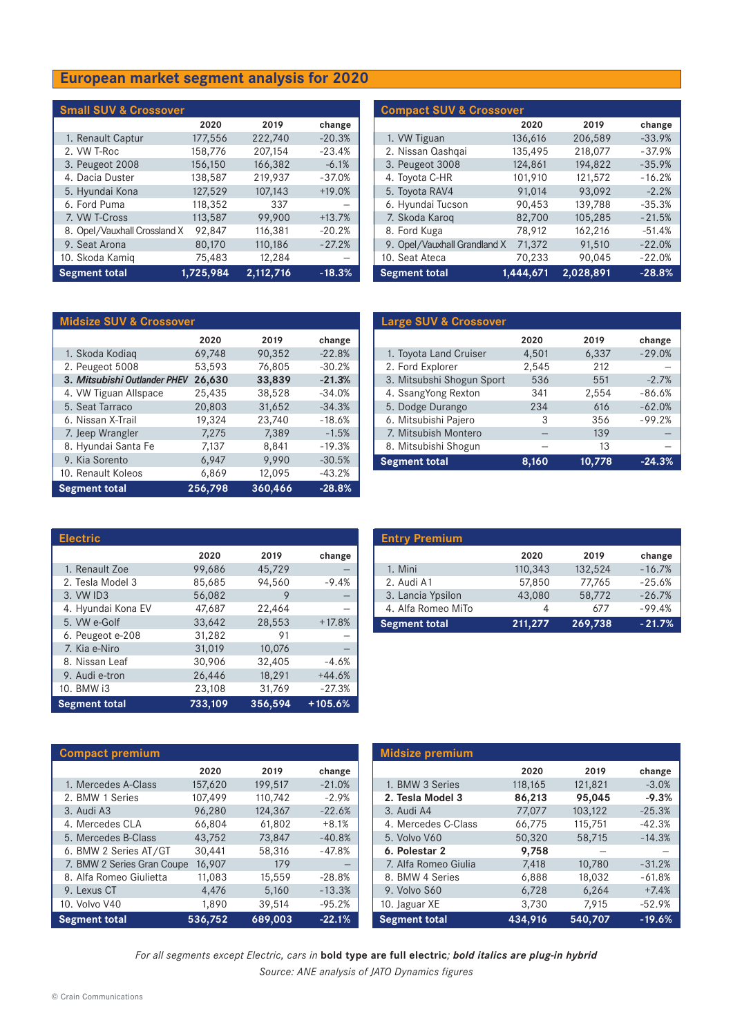# European market segment analysis for 2020

## Small SUV & Crossover

| | 2020 | 2019 | change |
|---|---|---|---|
| 1. Renault Captur | 177,556 | 222,740 | -20.3% |
| 2. VW T-Roc | 158,776 | 207,154 | -23.4% |
| 3. Peugeot 2008 | 156,150 | 166,382 | -6.1% |
| 4. Dacia Duster | 138,587 | 219,937 | -37.0% |
| 5. Hyundai Kona | 127,529 | 107,143 | +19.0% |
| 6. Ford Puma | 118,352 | 337 | – |
| 7. VW T-Cross | 113,587 | 99,900 | +13.7% |
| 8. Opel/Vauxhall Crossland X | 92,847 | 116,381 | -20.2% |
| 9. Seat Arona | 80,170 | 110,186 | -27.2% |
| 10. Skoda Kamiq | 75,483 | 12,284 | – |
| **Segment total** | **1,725,984** | **2,112,716** | **-18.3%** |

## Compact SUV & Crossover

| | 2020 | 2019 | change |
|---|---|---|---|
| 1. VW Tiguan | 136,616 | 206,589 | -33.9% |
| 2. Nissan Qashqai | 135,495 | 218,077 | -37.9% |
| 3. Peugeot 3008 | 124,861 | 194,822 | -35.9% |
| 4. Toyota C-HR | 101,910 | 121,572 | -16.2% |
| 5. Toyota RAV4 | 91,014 | 93,092 | -2.2% |
| 6. Hyundai Tucson | 90,453 | 139,788 | -35.3% |
| 7. Skoda Karoq | 82,700 | 105,285 | -21.5% |
| 8. Ford Kuga | 78,912 | 162,216 | -51.4% |
| 9. Opel/Vauxhall Grandland X | 71,372 | 91,510 | -22.0% |
| 10. Seat Ateca | 70,233 | 90,045 | -22.0% |
| **Segment total** | **1,444,671** | **2,028,891** | **-28.8%** |

## Midsize SUV & Crossover

| | 2020 | 2019 | change |
|---|---|---|---|
| 1. Skoda Kodiaq | 69,748 | 90,352 | -22.8% |
| 2. Peugeot 5008 | 53,593 | 76,805 | -30.2% |
| ***3. Mitsubishi Outlander PHEV*** | ***26,630*** | ***33,839*** | ***-21.3%*** |
| 4. VW Tiguan Allspace | 25,435 | 38,528 | -34.0% |
| 5. Seat Tarraco | 20,803 | 31,652 | -34.3% |
| 6. Nissan X-Trail | 19,324 | 23,740 | -18.6% |
| 7. Jeep Wrangler | 7,275 | 7,389 | -1.5% |
| 8. Hyundai Santa Fe | 7,137 | 8,841 | -19.3% |
| 9. Kia Sorento | 6,947 | 9,990 | -30.5% |
| 10. Renault Koleos | 6,869 | 12,095 | -43.2% |
| **Segment total** | **256,798** | **360,466** | **-28.8%** |

## Large SUV & Crossover

| | 2020 | 2019 | change |
|---|---|---|---|
| 1. Toyota Land Cruiser | 4,501 | 6,337 | -29.0% |
| 2. Ford Explorer | 2,545 | 212 | – |
| 3. Mitsubshi Shogun Sport | 536 | 551 | -2.7% |
| 4. SsangYong Rexton | 341 | 2,554 | -86.6% |
| 5. Dodge Durango | 234 | 616 | -62.0% |
| 6. Mitsubishi Pajero | 3 | 356 | -99.2% |
| 7. Mitsubishi Montero | – | 139 | – |
| 8. Mitsubishi Shogun | – | 13 | – |
| **Segment total** | **8,160** | **10,778** | **-24.3%** |

## Electric

| | 2020 | 2019 | change |
|---|---|---|---|
| 1. Renault Zoe | 99,686 | 45,729 | – |
| 2. Tesla Model 3 | 85,685 | 94,560 | -9.4% |
| 3. VW ID3 | 56,082 | 9 | – |
| 4. Hyundai Kona EV | 47,687 | 22,464 | – |
| 5. VW e-Golf | 33,642 | 28,553 | +17.8% |
| 6. Peugeot e-208 | 31,282 | 91 | – |
| 7. Kia e-Niro | 31,019 | 10,076 | – |
| 8. Nissan Leaf | 30,906 | 32,405 | -4.6% |
| 9. Audi e-tron | 26,446 | 18,291 | +44.6% |
| 10. BMW i3 | 23,108 | 31,769 | -27.3% |
| **Segment total** | **733,109** | **356,594** | **+105.6%** |

## Entry Premium

| | 2020 | 2019 | change |
|---|---|---|---|
| 1. Mini | 110,343 | 132,524 | -16.7% |
| 2. Audi A1 | 57,850 | 77,765 | -25.6% |
| 3. Lancia Ypsilon | 43,080 | 58,772 | -26.7% |
| 4. Alfa Romeo MiTo | 4 | 677 | -99.4% |
| **Segment total** | **211,277** | **269,738** | **-21.7%** |

## Compact premium

| | 2020 | 2019 | change |
|---|---|---|---|
| 1. Mercedes A-Class | 157,620 | 199,517 | -21.0% |
| 2. BMW 1 Series | 107,499 | 110,742 | -2.9% |
| 3. Audi A3 | 96,280 | 124,367 | -22.6% |
| 4. Mercedes CLA | 66,804 | 61,802 | +8.1% |
| 5. Mercedes B-Class | 43,752 | 73,847 | -40.8% |
| 6. BMW 2 Series AT/GT | 30,441 | 58,316 | -47.8% |
| 7. BMW 2 Series Gran Coupe | 16,907 | 179 | – |
| 8. Alfa Romeo Giulietta | 11,083 | 15,559 | -28.8% |
| 9. Lexus CT | 4,476 | 5,160 | -13.3% |
| 10. Volvo V40 | 1,890 | 39,514 | -95.2% |
| **Segment total** | **536,752** | **689,003** | **-22.1%** |

## Midsize premium

| | 2020 | 2019 | change |
|---|---|---|---|
| 1. BMW 3 Series | 118,165 | 121,821 | -3.0% |
| **2. Tesla Model 3** | **86,213** | **95,045** | **-9.3%** |
| 3. Audi A4 | 77,077 | 103,122 | -25.3% |
| 4. Mercedes C-Class | 66,775 | 115,751 | -42.3% |
| 5. Volvo V60 | 50,320 | 58,715 | -14.3% |
| **6. Polestar 2** | **9,758** | – | – |
| 7. Alfa Romeo Giulia | 7,418 | 10,780 | -31.2% |
| 8. BMW 4 Series | 6,888 | 18,032 | -61.8% |
| 9. Volvo S60 | 6,728 | 6,264 | +7.4% |
| 10. Jaguar XE | 3,730 | 7,915 | -52.9% |
| **Segment total** | **434,916** | **540,707** | **-19.6%** |

*For all segments except Electric, cars in* **bold type are full electric**; ***bold italics are plug-in hybrid***

*Source: ANE analysis of JATO Dynamics figures*

© Crain Communications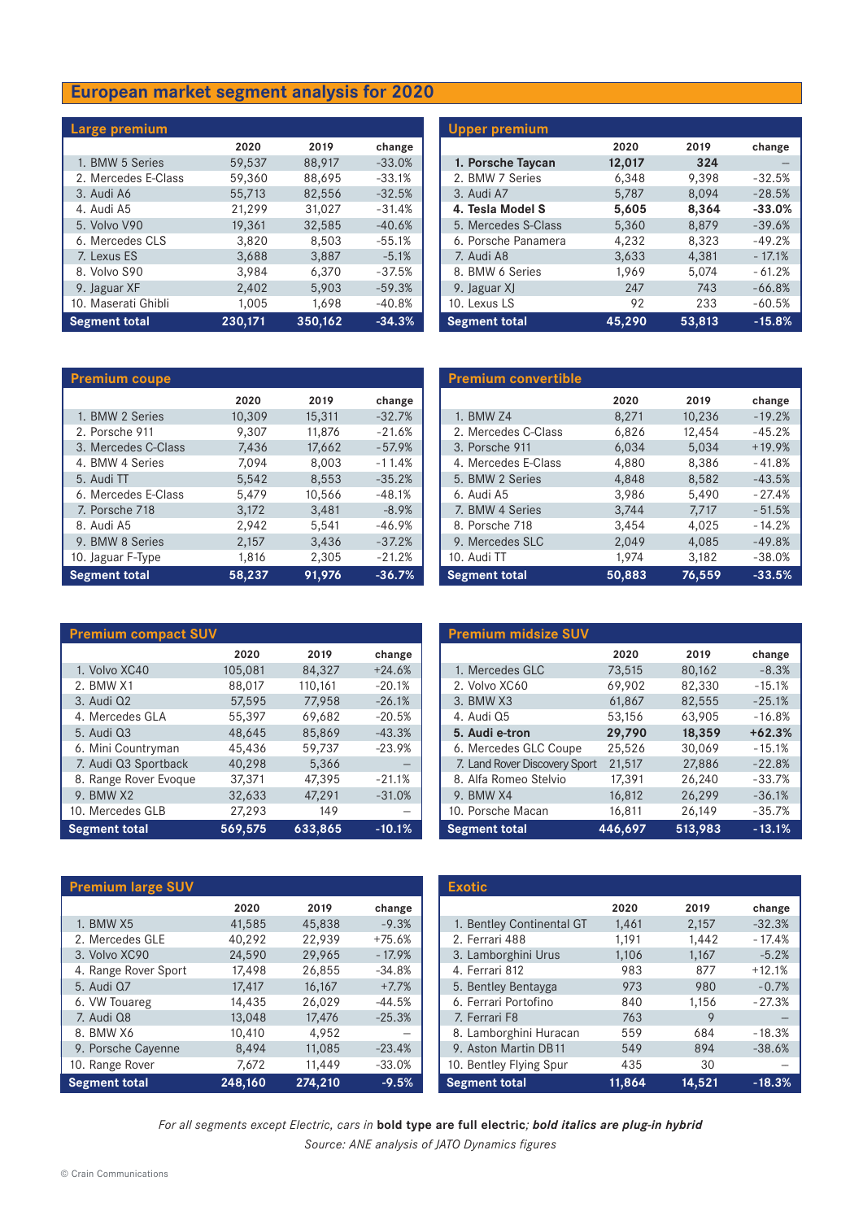# European market segment analysis for 2020

## Large premium

| | 2020 | 2019 | change |
|---|---|---|---|
| 1. BMW 5 Series | 59,537 | 88,917 | -33.0% |
| 2. Mercedes E-Class | 59,360 | 88,695 | -33.1% |
| 3. Audi A6 | 55,713 | 82,556 | -32.5% |
| 4. Audi A5 | 21,299 | 31,027 | -31.4% |
| 5. Volvo V90 | 19,361 | 32,585 | -40.6% |
| 6. Mercedes CLS | 3,820 | 8,503 | -55.1% |
| 7. Lexus ES | 3,688 | 3,887 | -5.1% |
| 8. Volvo S90 | 3,984 | 6,370 | -37.5% |
| 9. Jaguar XF | 2,402 | 5,903 | -59.3% |
| 10. Maserati Ghibli | 1,005 | 1,698 | -40.8% |
| **Segment total** | **230,171** | **350,162** | **-34.3%** |

## Upper premium

| | 2020 | 2019 | change |
|---|---|---|---|
| **1. Porsche Taycan** | **12,017** | **324** | – |
| 2. BMW 7 Series | 6,348 | 9,398 | -32.5% |
| 3. Audi A7 | 5,787 | 8,094 | -28.5% |
| **4. Tesla Model S** | **5,605** | **8,364** | **-33.0%** |
| 5. Mercedes S-Class | 5,360 | 8,879 | -39.6% |
| 6. Porsche Panamera | 4,232 | 8,323 | -49.2% |
| 7. Audi A8 | 3,633 | 4,381 | -17.1% |
| 8. BMW 6 Series | 1,969 | 5,074 | -61.2% |
| 9. Jaguar XJ | 247 | 743 | -66.8% |
| 10. Lexus LS | 92 | 233 | -60.5% |
| **Segment total** | **45,290** | **53,813** | **-15.8%** |

## Premium coupe

| | 2020 | 2019 | change |
|---|---|---|---|
| 1. BMW 2 Series | 10,309 | 15,311 | -32.7% |
| 2. Porsche 911 | 9,307 | 11,876 | -21.6% |
| 3. Mercedes C-Class | 7,436 | 17,662 | -57.9% |
| 4. BMW 4 Series | 7,094 | 8,003 | -11.4% |
| 5. Audi TT | 5,542 | 8,553 | -35.2% |
| 6. Mercedes E-Class | 5,479 | 10,566 | -48.1% |
| 7. Porsche 718 | 3,172 | 3,481 | -8.9% |
| 8. Audi A5 | 2,942 | 5,541 | -46.9% |
| 9. BMW 8 Series | 2,157 | 3,436 | -37.2% |
| 10. Jaguar F-Type | 1,816 | 2,305 | -21.2% |
| **Segment total** | **58,237** | **91,976** | **-36.7%** |

## Premium convertible

| | 2020 | 2019 | change |
|---|---|---|---|
| 1. BMW Z4 | 8,271 | 10,236 | -19.2% |
| 2. Mercedes C-Class | 6,826 | 12,454 | -45.2% |
| 3. Porsche 911 | 6,034 | 5,034 | +19.9% |
| 4. Mercedes E-Class | 4,880 | 8,386 | -41.8% |
| 5. BMW 2 Series | 4,848 | 8,582 | -43.5% |
| 6. Audi A5 | 3,986 | 5,490 | -27.4% |
| 7. BMW 4 Series | 3,744 | 7,717 | -51.5% |
| 8. Porsche 718 | 3,454 | 4,025 | -14.2% |
| 9. Mercedes SLC | 2,049 | 4,085 | -49.8% |
| 10. Audi TT | 1,974 | 3,182 | -38.0% |
| **Segment total** | **50,883** | **76,559** | **-33.5%** |

## Premium compact SUV

| | 2020 | 2019 | change |
|---|---|---|---|
| 1. Volvo XC40 | 105,081 | 84,327 | +24.6% |
| 2. BMW X1 | 88,017 | 110,161 | -20.1% |
| 3. Audi Q2 | 57,595 | 77,958 | -26.1% |
| 4. Mercedes GLA | 55,397 | 69,682 | -20.5% |
| 5. Audi Q3 | 48,645 | 85,869 | -43.3% |
| 6. Mini Countryman | 45,436 | 59,737 | -23.9% |
| 7. Audi Q3 Sportback | 40,298 | 5,366 | – |
| 8. Range Rover Evoque | 37,371 | 47,395 | -21.1% |
| 9. BMW X2 | 32,633 | 47,291 | -31.0% |
| 10. Mercedes GLB | 27,293 | 149 | – |
| **Segment total** | **569,575** | **633,865** | **-10.1%** |

## Premium midsize SUV

| | 2020 | 2019 | change |
|---|---|---|---|
| 1. Mercedes GLC | 73,515 | 80,162 | -8.3% |
| 2. Volvo XC60 | 69,902 | 82,330 | -15.1% |
| 3. BMW X3 | 61,867 | 82,555 | -25.1% |
| 4. Audi Q5 | 53,156 | 63,905 | -16.8% |
| **5. Audi e-tron** | **29,790** | **18,359** | **+62.3%** |
| 6. Mercedes GLC Coupe | 25,526 | 30,069 | -15.1% |
| 7. Land Rover Discovery Sport | 21,517 | 27,886 | -22.8% |
| 8. Alfa Romeo Stelvio | 17,391 | 26,240 | -33.7% |
| 9. BMW X4 | 16,812 | 26,299 | -36.1% |
| 10. Porsche Macan | 16,811 | 26,149 | -35.7% |
| **Segment total** | **446,697** | **513,983** | **-13.1%** |

## Premium large SUV

| | 2020 | 2019 | change |
|---|---|---|---|
| 1. BMW X5 | 41,585 | 45,838 | -9.3% |
| 2. Mercedes GLE | 40,292 | 22,939 | +75.6% |
| 3. Volvo XC90 | 24,590 | 29,965 | -17.9% |
| 4. Range Rover Sport | 17,498 | 26,855 | -34.8% |
| 5. Audi Q7 | 17,417 | 16,167 | +7.7% |
| 6. VW Touareg | 14,435 | 26,029 | -44.5% |
| 7. Audi Q8 | 13,048 | 17,476 | -25.3% |
| 8. BMW X6 | 10,410 | 4,952 | – |
| 9. Porsche Cayenne | 8,494 | 11,085 | -23.4% |
| 10. Range Rover | 7,672 | 11,449 | -33.0% |
| **Segment total** | **248,160** | **274,210** | **-9.5%** |

## Exotic

| | 2020 | 2019 | change |
|---|---|---|---|
| 1. Bentley Continental GT | 1,461 | 2,157 | -32.3% |
| 2. Ferrari 488 | 1,191 | 1,442 | -17.4% |
| 3. Lamborghini Urus | 1,106 | 1,167 | -5.2% |
| 4. Ferrari 812 | 983 | 877 | +12.1% |
| 5. Bentley Bentayga | 973 | 980 | -0.7% |
| 6. Ferrari Portofino | 840 | 1,156 | -27.3% |
| 7. Ferrari F8 | 763 | 9 | – |
| 8. Lamborghini Huracan | 559 | 684 | -18.3% |
| 9. Aston Martin DB11 | 549 | 894 | -38.6% |
| 10. Bentley Flying Spur | 435 | 30 | – |
| **Segment total** | **11,864** | **14,521** | **-18.3%** |

*For all segments except Electric, cars in* **bold type are full electric**; ***bold italics are plug-in hybrid***

*Source: ANE analysis of JATO Dynamics figures*

© Crain Communications